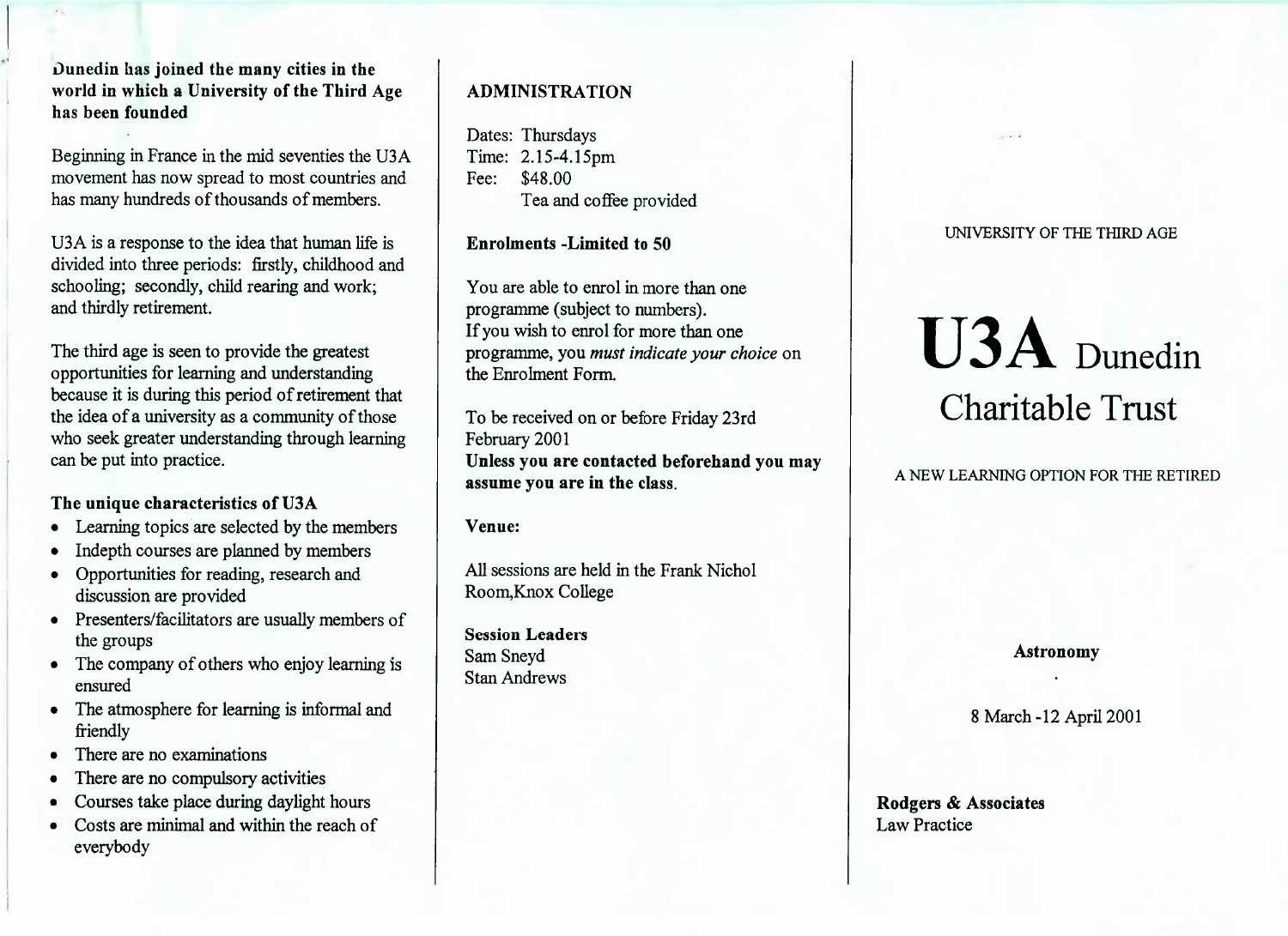**Dunedin has joined the many cities in the world in which a University of the Third Age has been founded**

Beginning in France in the mid seventies the U3A movement has now spread to most countries and has many hundreds of thousands of members.

U3A is a response to the idea that human life is divided into three periods: firstly, childhood and schooling; secondly, child rearing and work; and thirdly retirement.

The third age is seen to provide the greatest opportunities for learning and understanding because it is during this period of retirement that the idea of a university as a community of those who seek greater understanding through learning can be put into practice.

**The unique characteristics of U3A**

- Learning topics are selected by the members
- Indepth courses are planned by members
- Opportunities for reading, research and discussion are provided
- Presenters/facilitators are usually members of the groups
- The company of others who enjoy learning is ensured
- The atmosphere for learning is informal and friendly
- There are no examinations
- There are no compulsory activities
- Courses take place during daylight hours
- Costs are minimal and within the reach of everybody

## ADMINISTRATION

Dates: Thursdays
Time: 2.15-4.15pm
Fee: $48.00
Tea and coffee provided

**Enrolments -Limited to 50**

You are able to enrol in more than one programme (subject to numbers).
If you wish to enrol for more than one programme, you *must indicate your choice* on the Enrolment Form.

To be received on or before Friday 23rd February 2001
**Unless you are contacted beforehand you may assume you are in the class.**

**Venue:**

All sessions are held in the Frank Nichol Room,Knox College

**Session Leaders**
Sam Sneyd
Stan Andrews

UNIVERSITY OF THE THIRD AGE

# U3A Dunedin Charitable Trust

A NEW LEARNING OPTION FOR THE RETIRED

**Astronomy**

8 March -12 April 2001

**Rodgers & Associates**
Law Practice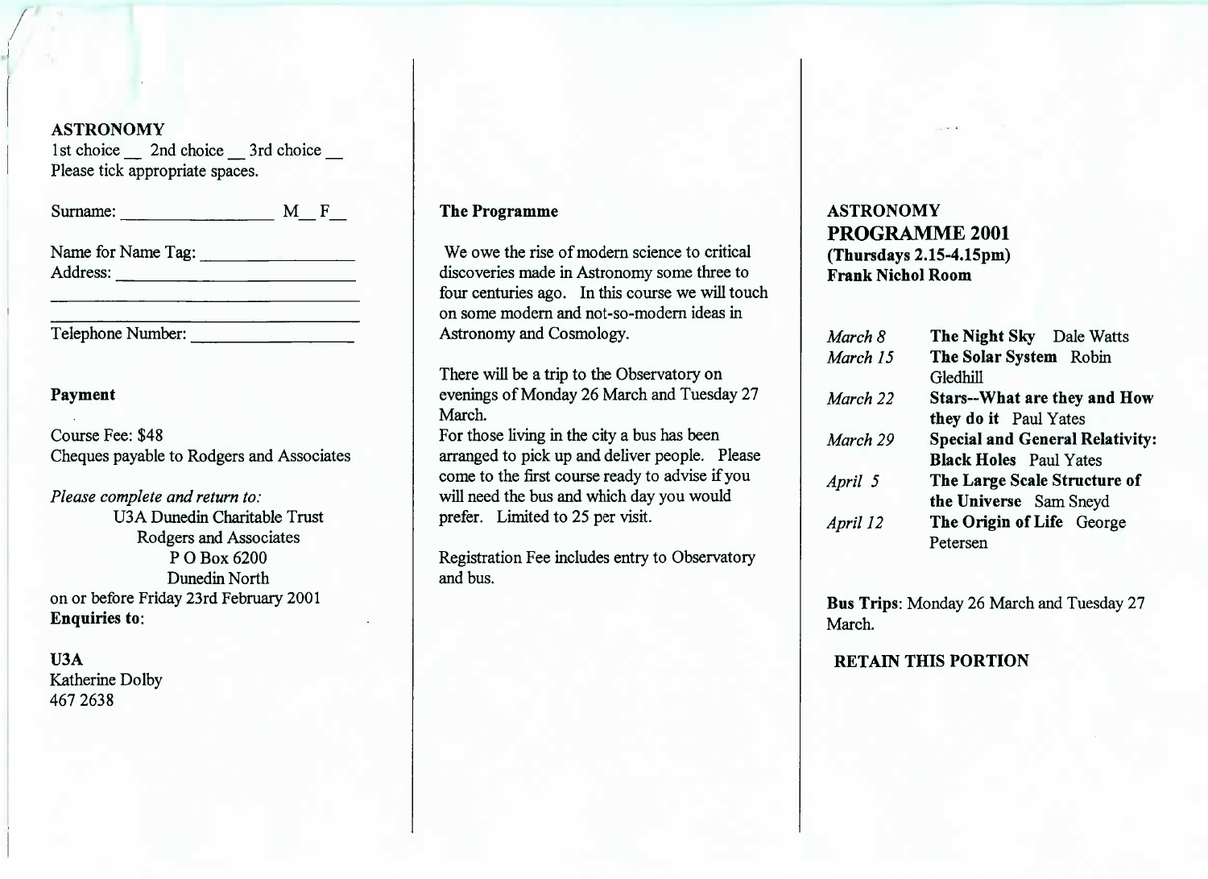**ASTRONOMY**

1st choice __ 2nd choice __ 3rd choice __

Please tick appropriate spaces.

Surname: ________________ M__ F__

Name for Name Tag: ________________

Address: ________________________

________________________________

________________________________

Telephone Number: ________________

**Payment**

Course Fee: $48

Cheques payable to Rodgers and Associates

*Please complete and return to:*

U3A Dunedin Charitable Trust
Rodgers and Associates
P O Box 6200
Dunedin North

on or before Friday 23rd February 2001

**Enquiries to**:

**U3A**
Katherine Dolby
467 2638

**The Programme**

We owe the rise of modern science to critical discoveries made in Astronomy some three to four centuries ago. In this course we will touch on some modern and not-so-modern ideas in Astronomy and Cosmology.

There will be a trip to the Observatory on evenings of Monday 26 March and Tuesday 27 March.

For those living in the city a bus has been arranged to pick up and deliver people. Please come to the first course ready to advise if you will need the bus and which day you would prefer. Limited to 25 per visit.

Registration Fee includes entry to Observatory and bus.

**ASTRONOMY**
**PROGRAMME 2001**
**(Thursdays 2.15-4.15pm)**
**Frank Nichol Room**

| | |
|---|---|
| *March 8* | **The Night Sky** Dale Watts |
| *March 15* | **The Solar System** Robin Gledhill |
| *March 22* | **Stars--What are they and How they do it** Paul Yates |
| *March 29* | **Special and General Relativity: Black Holes** Paul Yates |
| *April 5* | **The Large Scale Structure of the Universe** Sam Sneyd |
| *April 12* | **The Origin of Life** George Petersen |

**Bus Trips**: Monday 26 March and Tuesday 27 March.

**RETAIN THIS PORTION**